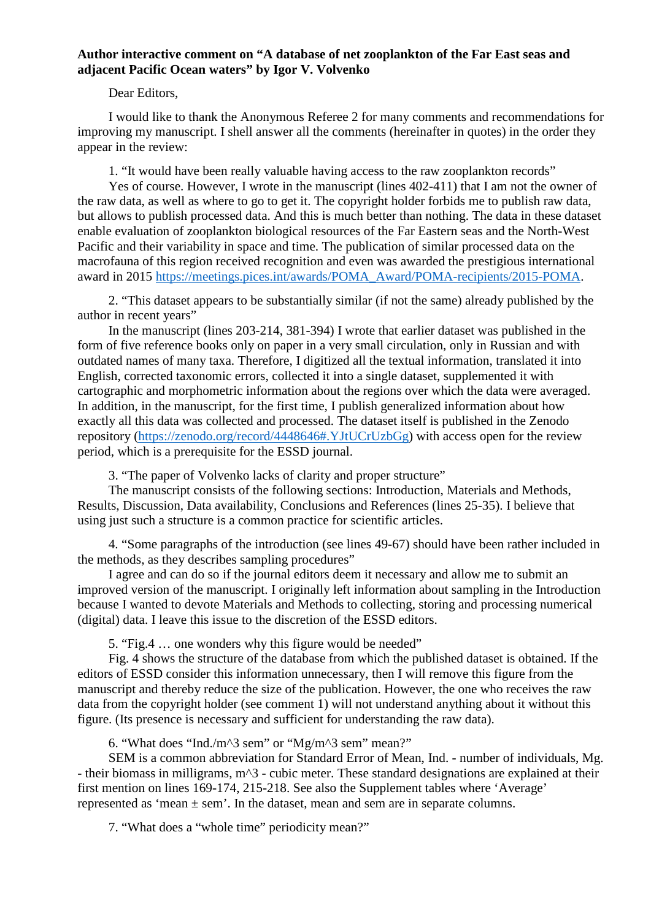**Author interactive comment on “A database of net zooplankton of the Far East seas and adjacent Pacific Ocean waters” by Igor V. Volvenko**

Dear Editors,

I would like to thank the Anonymous Referee 2 for many comments and recommendations for improving my manuscript. I shell answer all the comments (hereinafter in quotes) in the order they appear in the review:

1. “It would have been really valuable having access to the raw zooplankton records”

Yes of course. However, I wrote in the manuscript (lines 402-411) that I am not the owner of the raw data, as well as where to go to get it. The copyright holder forbids me to publish raw data, but allows to publish processed data. And this is much better than nothing. The data in these dataset enable evaluation of zooplankton biological resources of the Far Eastern seas and the North-West Pacific and their variability in space and time. The publication of similar processed data on the macrofauna of this region received recognition and even was awarded the prestigious international award in 2015 https://meetings.pices.int/awards/POMA_Award/POMA-recipients/2015-POMA.

2. “This dataset appears to be substantially similar (if not the same) already published by the author in recent years”

In the manuscript (lines 203-214, 381-394) I wrote that earlier dataset was published in the form of five reference books only on paper in a very small circulation, only in Russian and with outdated names of many taxa. Therefore, I digitized all the textual information, translated it into English, corrected taxonomic errors, collected it into a single dataset, supplemented it with cartographic and morphometric information about the regions over which the data were averaged. In addition, in the manuscript, for the first time, I publish generalized information about how exactly all this data was collected and processed. The dataset itself is published in the Zenodo repository (https://zenodo.org/record/4448646#.YJtUCrUzbGg) with access open for the review period, which is a prerequisite for the ESSD journal.

3. “The paper of Volvenko lacks of clarity and proper structure”

The manuscript consists of the following sections: Introduction, Materials and Methods, Results, Discussion, Data availability, Conclusions and References (lines 25-35). I believe that using just such a structure is a common practice for scientific articles.

4. “Some paragraphs of the introduction (see lines 49-67) should have been rather included in the methods, as they describes sampling procedures”

I agree and can do so if the journal editors deem it necessary and allow me to submit an improved version of the manuscript. I originally left information about sampling in the Introduction because I wanted to devote Materials and Methods to collecting, storing and processing numerical (digital) data. I leave this issue to the discretion of the ESSD editors.

5. “Fig.4 … one wonders why this figure would be needed”

Fig. 4 shows the structure of the database from which the published dataset is obtained. If the editors of ESSD consider this information unnecessary, then I will remove this figure from the manuscript and thereby reduce the size of the publication. However, the one who receives the raw data from the copyright holder (see comment 1) will not understand anything about it without this figure. (Its presence is necessary and sufficient for understanding the raw data).

6. “What does “Ind./m^3 sem” or “Mg/m^3 sem” mean?”

SEM is a common abbreviation for Standard Error of Mean, Ind. - number of individuals, Mg. - their biomass in milligrams, m^3 - cubic meter. These standard designations are explained at their first mention on lines 169-174, 215-218. See also the Supplement tables where ‘Average’ represented as ‘mean ± sem’. In the dataset, mean and sem are in separate columns.

7. “What does a “whole time” periodicity mean?”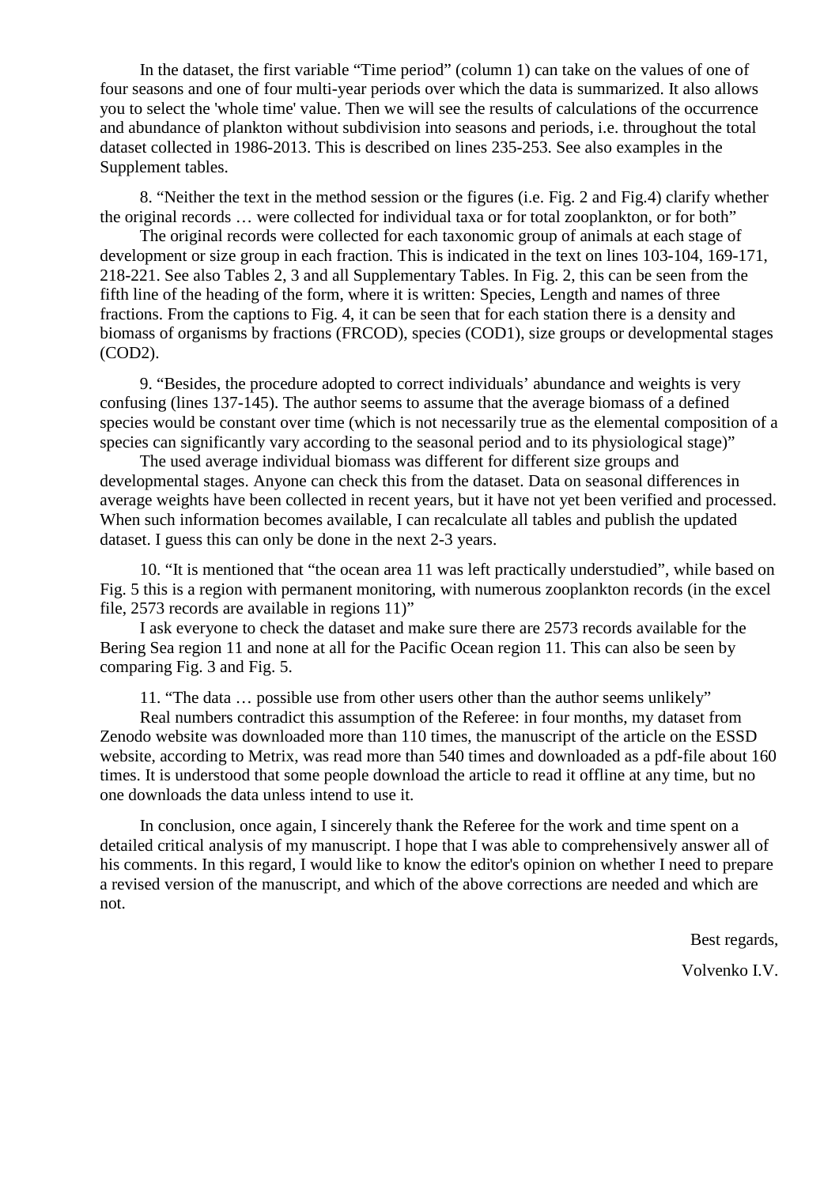In the dataset, the first variable "Time period" (column 1) can take on the values of one of four seasons and one of four multi-year periods over which the data is summarized. It also allows you to select the 'whole time' value. Then we will see the results of calculations of the occurrence and abundance of plankton without subdivision into seasons and periods, i.e. throughout the total dataset collected in 1986-2013. This is described on lines 235-253. See also examples in the Supplement tables.

8. "Neither the text in the method session or the figures (i.e. Fig. 2 and Fig.4) clarify whether the original records … were collected for individual taxa or for total zooplankton, or for both"

The original records were collected for each taxonomic group of animals at each stage of development or size group in each fraction. This is indicated in the text on lines 103-104, 169-171, 218-221. See also Tables 2, 3 and all Supplementary Tables. In Fig. 2, this can be seen from the fifth line of the heading of the form, where it is written: Species, Length and names of three fractions. From the captions to Fig. 4, it can be seen that for each station there is a density and biomass of organisms by fractions (FRCOD), species (COD1), size groups or developmental stages (COD2).

9. "Besides, the procedure adopted to correct individuals' abundance and weights is very confusing (lines 137-145). The author seems to assume that the average biomass of a defined species would be constant over time (which is not necessarily true as the elemental composition of a species can significantly vary according to the seasonal period and to its physiological stage)"

The used average individual biomass was different for different size groups and developmental stages. Anyone can check this from the dataset. Data on seasonal differences in average weights have been collected in recent years, but it have not yet been verified and processed. When such information becomes available, I can recalculate all tables and publish the updated dataset. I guess this can only be done in the next 2-3 years.

10. "It is mentioned that "the ocean area 11 was left practically understudied", while based on Fig. 5 this is a region with permanent monitoring, with numerous zooplankton records (in the excel file, 2573 records are available in regions 11)"

I ask everyone to check the dataset and make sure there are 2573 records available for the Bering Sea region 11 and none at all for the Pacific Ocean region 11. This can also be seen by comparing Fig. 3 and Fig. 5.

11. "The data … possible use from other users other than the author seems unlikely"

Real numbers contradict this assumption of the Referee: in four months, my dataset from Zenodo website was downloaded more than 110 times, the manuscript of the article on the ESSD website, according to Metrix, was read more than 540 times and downloaded as a pdf-file about 160 times. It is understood that some people download the article to read it offline at any time, but no one downloads the data unless intend to use it.

In conclusion, once again, I sincerely thank the Referee for the work and time spent on a detailed critical analysis of my manuscript. I hope that I was able to comprehensively answer all of his comments. In this regard, I would like to know the editor's opinion on whether I need to prepare a revised version of the manuscript, and which of the above corrections are needed and which are not.

Best regards,

Volvenko I.V.